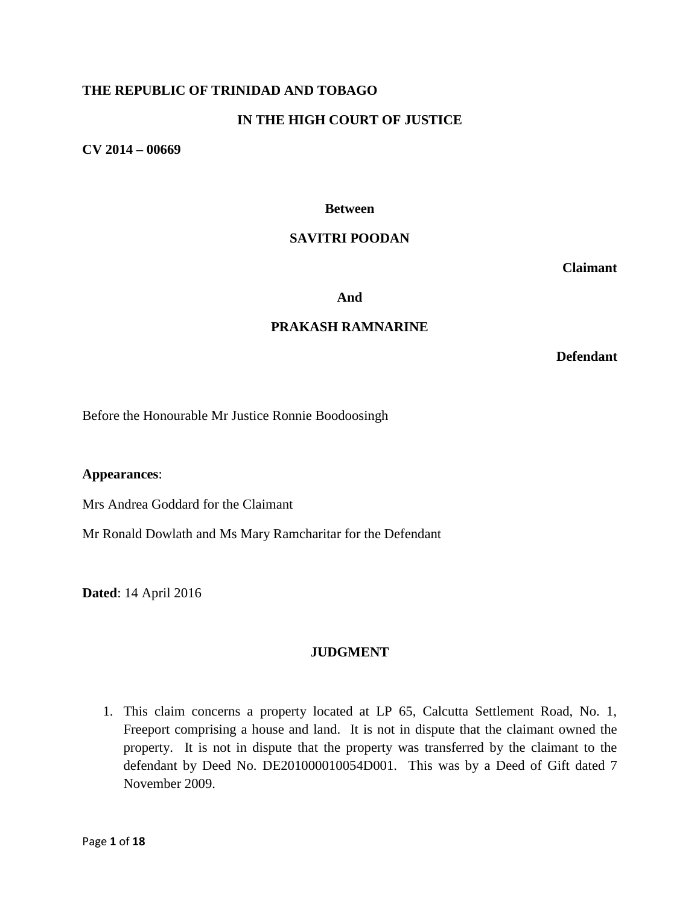**THE REPUBLIC OF TRINIDAD AND TOBAGO**

**IN THE HIGH COURT OF JUSTICE**

**CV 2014 – 00669**

**Between**

**SAVITRI POODAN**

**Claimant**

**And**

**PRAKASH RAMNARINE**

**Defendant**

Before the Honourable Mr Justice Ronnie Boodoosingh

**Appearances**:

Mrs Andrea Goddard for the Claimant

Mr Ronald Dowlath and Ms Mary Ramcharitar for the Defendant

**Dated**: 14 April 2016

## JUDGMENT

1. This claim concerns a property located at LP 65, Calcutta Settlement Road, No. 1, Freeport comprising a house and land. It is not in dispute that the claimant owned the property. It is not in dispute that the property was transferred by the claimant to the defendant by Deed No. DE201000010054D001. This was by a Deed of Gift dated 7 November 2009.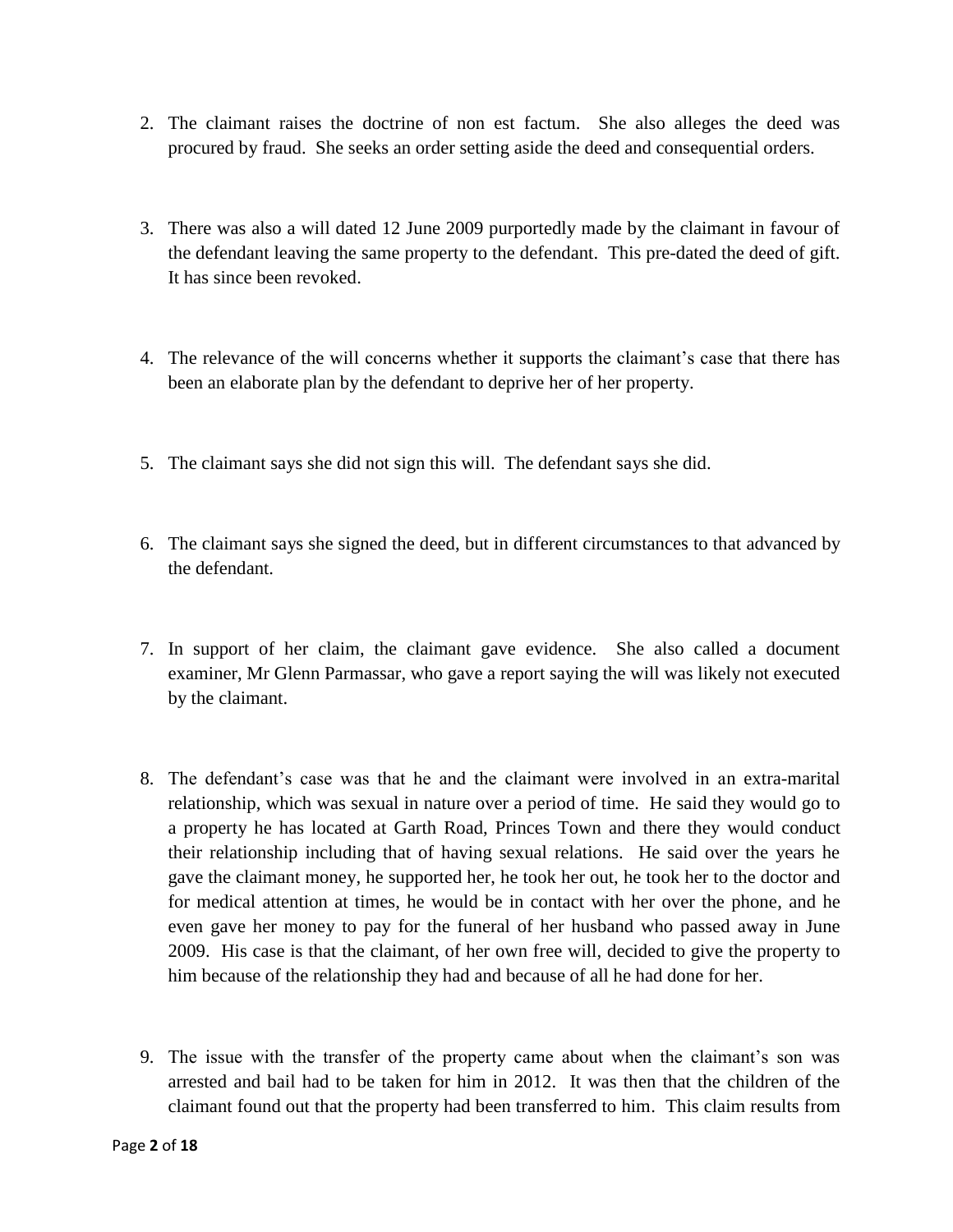2. The claimant raises the doctrine of non est factum. She also alleges the deed was procured by fraud. She seeks an order setting aside the deed and consequential orders.

3. There was also a will dated 12 June 2009 purportedly made by the claimant in favour of the defendant leaving the same property to the defendant. This pre-dated the deed of gift. It has since been revoked.

4. The relevance of the will concerns whether it supports the claimant's case that there has been an elaborate plan by the defendant to deprive her of her property.

5. The claimant says she did not sign this will. The defendant says she did.

6. The claimant says she signed the deed, but in different circumstances to that advanced by the defendant.

7. In support of her claim, the claimant gave evidence. She also called a document examiner, Mr Glenn Parmassar, who gave a report saying the will was likely not executed by the claimant.

8. The defendant's case was that he and the claimant were involved in an extra-marital relationship, which was sexual in nature over a period of time. He said they would go to a property he has located at Garth Road, Princes Town and there they would conduct their relationship including that of having sexual relations. He said over the years he gave the claimant money, he supported her, he took her out, he took her to the doctor and for medical attention at times, he would be in contact with her over the phone, and he even gave her money to pay for the funeral of her husband who passed away in June 2009. His case is that the claimant, of her own free will, decided to give the property to him because of the relationship they had and because of all he had done for her.

9. The issue with the transfer of the property came about when the claimant's son was arrested and bail had to be taken for him in 2012. It was then that the children of the claimant found out that the property had been transferred to him. This claim results from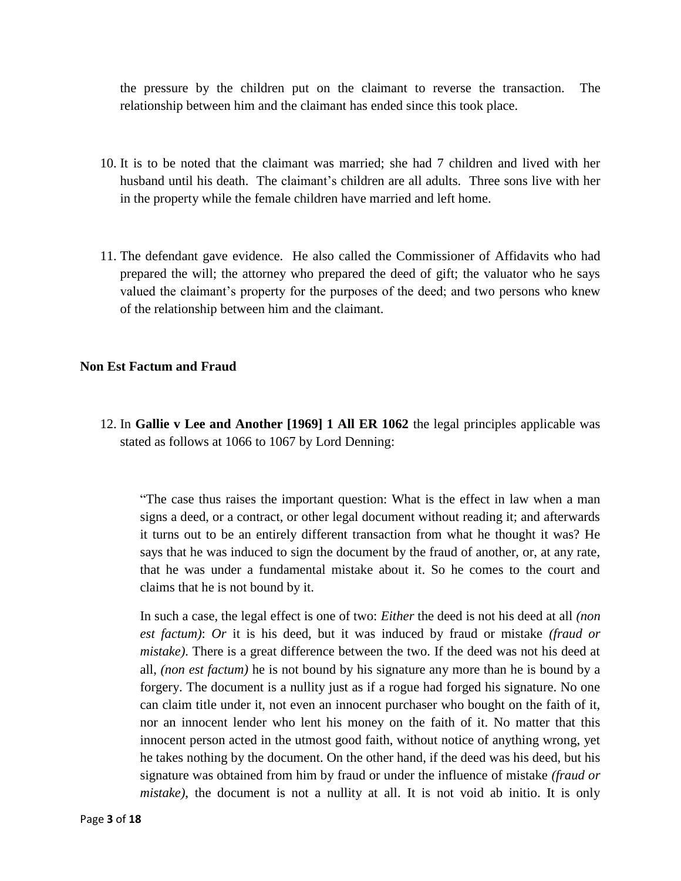the pressure by the children put on the claimant to reverse the transaction. The relationship between him and the claimant has ended since this took place.

10. It is to be noted that the claimant was married; she had 7 children and lived with her husband until his death. The claimant's children are all adults. Three sons live with her in the property while the female children have married and left home.

11. The defendant gave evidence. He also called the Commissioner of Affidavits who had prepared the will; the attorney who prepared the deed of gift; the valuator who he says valued the claimant's property for the purposes of the deed; and two persons who knew of the relationship between him and the claimant.

**Non Est Factum and Fraud**

12. In **Gallie v Lee and Another [1969] 1 All ER 1062** the legal principles applicable was stated as follows at 1066 to 1067 by Lord Denning:

> "The case thus raises the important question: What is the effect in law when a man signs a deed, or a contract, or other legal document without reading it; and afterwards it turns out to be an entirely different transaction from what he thought it was? He says that he was induced to sign the document by the fraud of another, or, at any rate, that he was under a fundamental mistake about it. So he comes to the court and claims that he is not bound by it.
>
> In such a case, the legal effect is one of two: *Either* the deed is not his deed at all *(non est factum)*: *Or* it is his deed, but it was induced by fraud or mistake *(fraud or mistake)*. There is a great difference between the two. If the deed was not his deed at all, *(non est factum)* he is not bound by his signature any more than he is bound by a forgery. The document is a nullity just as if a rogue had forged his signature. No one can claim title under it, not even an innocent purchaser who bought on the faith of it, nor an innocent lender who lent his money on the faith of it. No matter that this innocent person acted in the utmost good faith, without notice of anything wrong, yet he takes nothing by the document. On the other hand, if the deed was his deed, but his signature was obtained from him by fraud or under the influence of mistake *(fraud or mistake)*, the document is not a nullity at all. It is not void ab initio. It is only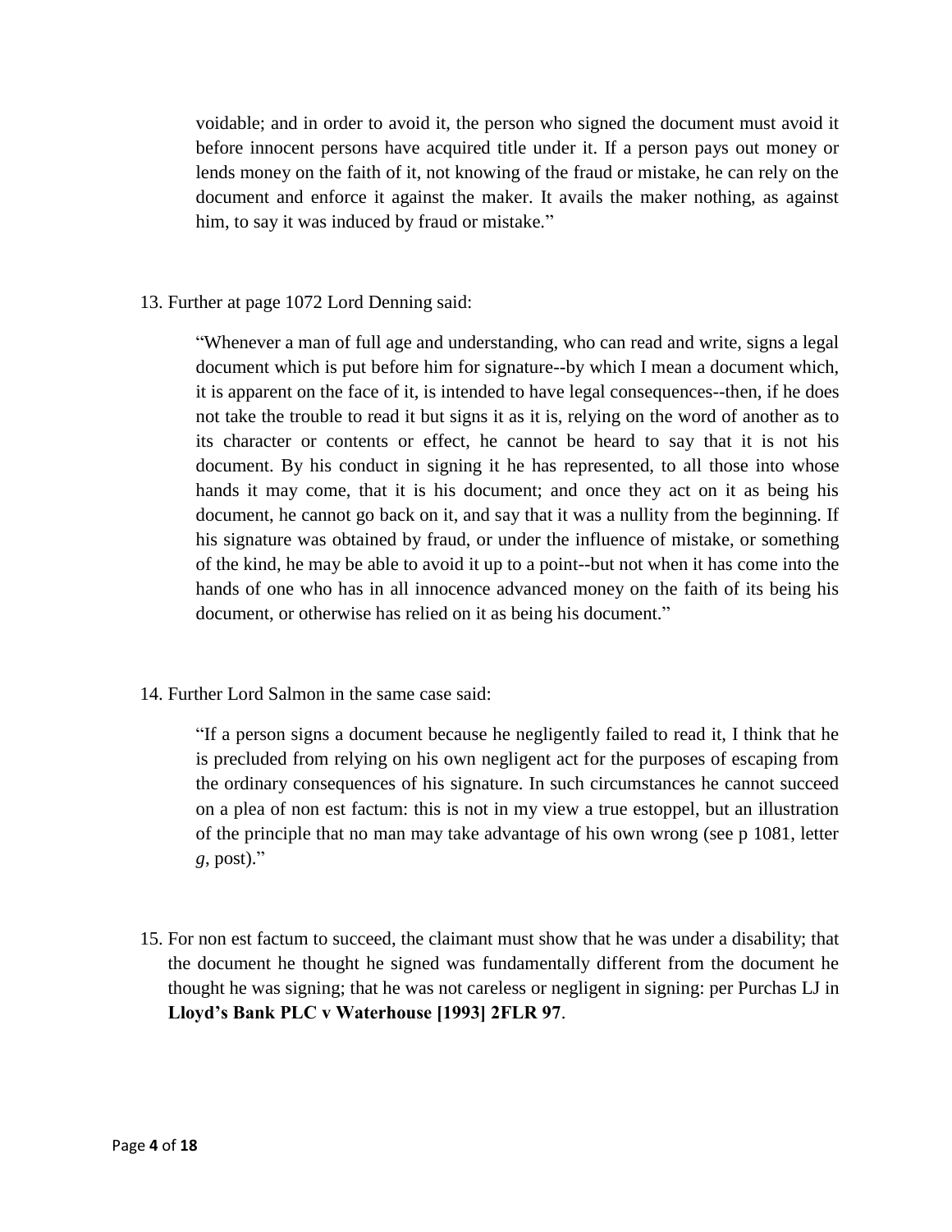> voidable; and in order to avoid it, the person who signed the document must avoid it before innocent persons have acquired title under it. If a person pays out money or lends money on the faith of it, not knowing of the fraud or mistake, he can rely on the document and enforce it against the maker. It avails the maker nothing, as against him, to say it was induced by fraud or mistake."

13. Further at page 1072 Lord Denning said:

> "Whenever a man of full age and understanding, who can read and write, signs a legal document which is put before him for signature--by which I mean a document which, it is apparent on the face of it, is intended to have legal consequences--then, if he does not take the trouble to read it but signs it as it is, relying on the word of another as to its character or contents or effect, he cannot be heard to say that it is not his document. By his conduct in signing it he has represented, to all those into whose hands it may come, that it is his document; and once they act on it as being his document, he cannot go back on it, and say that it was a nullity from the beginning. If his signature was obtained by fraud, or under the influence of mistake, or something of the kind, he may be able to avoid it up to a point--but not when it has come into the hands of one who has in all innocence advanced money on the faith of its being his document, or otherwise has relied on it as being his document."

14. Further Lord Salmon in the same case said:

> "If a person signs a document because he negligently failed to read it, I think that he is precluded from relying on his own negligent act for the purposes of escaping from the ordinary consequences of his signature. In such circumstances he cannot succeed on a plea of non est factum: this is not in my view a true estoppel, but an illustration of the principle that no man may take advantage of his own wrong (see p 1081, letter *g*, post)."

15. For non est factum to succeed, the claimant must show that he was under a disability; that the document he thought he signed was fundamentally different from the document he thought he was signing; that he was not careless or negligent in signing: per Purchas LJ in **Lloyd's Bank PLC v Waterhouse [1993] 2FLR 97**.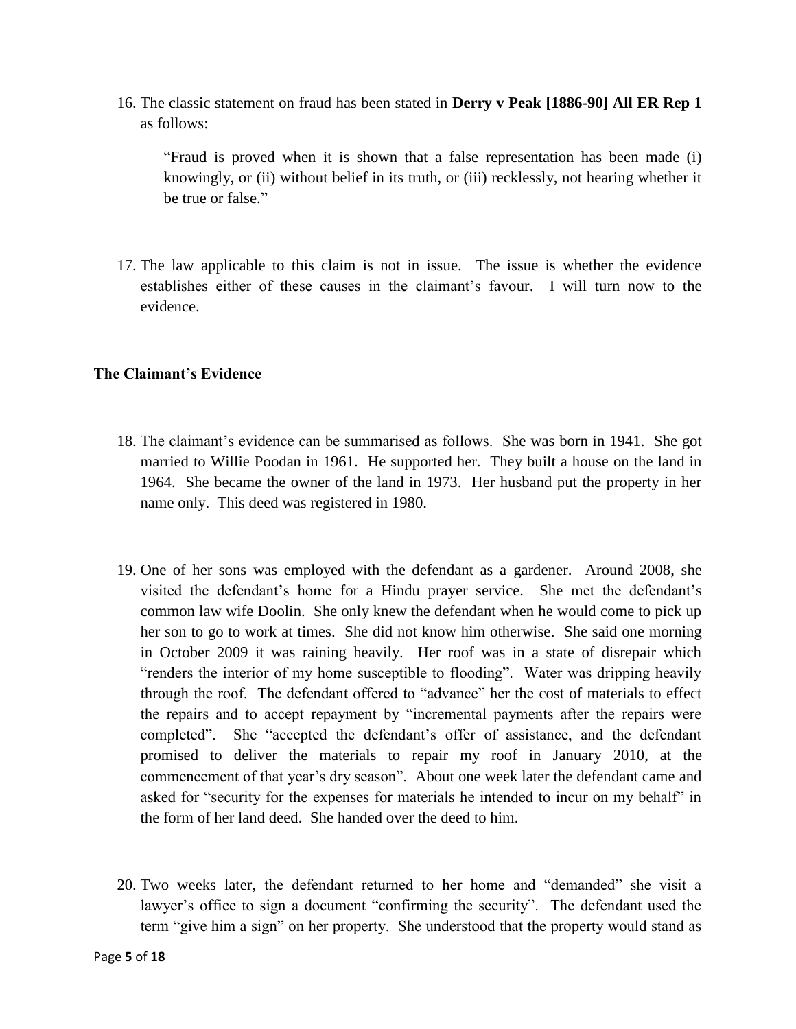16. The classic statement on fraud has been stated in **Derry v Peak [1886-90] All ER Rep 1** as follows:

> "Fraud is proved when it is shown that a false representation has been made (i) knowingly, or (ii) without belief in its truth, or (iii) recklessly, not hearing whether it be true or false."

17. The law applicable to this claim is not in issue. The issue is whether the evidence establishes either of these causes in the claimant's favour. I will turn now to the evidence.

### The Claimant's Evidence

18. The claimant's evidence can be summarised as follows. She was born in 1941. She got married to Willie Poodan in 1961. He supported her. They built a house on the land in 1964. She became the owner of the land in 1973. Her husband put the property in her name only. This deed was registered in 1980.

19. One of her sons was employed with the defendant as a gardener. Around 2008, she visited the defendant's home for a Hindu prayer service. She met the defendant's common law wife Doolin. She only knew the defendant when he would come to pick up her son to go to work at times. She did not know him otherwise. She said one morning in October 2009 it was raining heavily. Her roof was in a state of disrepair which "renders the interior of my home susceptible to flooding". Water was dripping heavily through the roof. The defendant offered to "advance" her the cost of materials to effect the repairs and to accept repayment by "incremental payments after the repairs were completed". She "accepted the defendant's offer of assistance, and the defendant promised to deliver the materials to repair my roof in January 2010, at the commencement of that year's dry season". About one week later the defendant came and asked for "security for the expenses for materials he intended to incur on my behalf" in the form of her land deed. She handed over the deed to him.

20. Two weeks later, the defendant returned to her home and "demanded" she visit a lawyer's office to sign a document "confirming the security". The defendant used the term "give him a sign" on her property. She understood that the property would stand as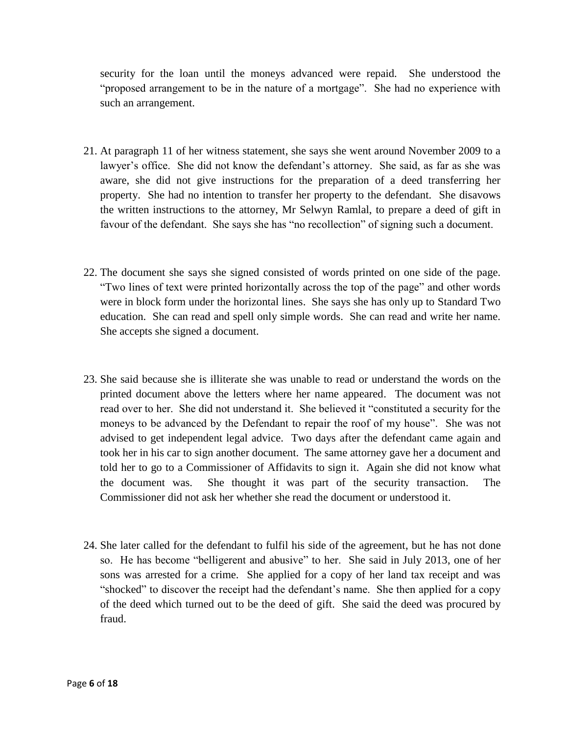security for the loan until the moneys advanced were repaid. She understood the "proposed arrangement to be in the nature of a mortgage". She had no experience with such an arrangement.

21. At paragraph 11 of her witness statement, she says she went around November 2009 to a lawyer's office. She did not know the defendant's attorney. She said, as far as she was aware, she did not give instructions for the preparation of a deed transferring her property. She had no intention to transfer her property to the defendant. She disavows the written instructions to the attorney, Mr Selwyn Ramlal, to prepare a deed of gift in favour of the defendant. She says she has "no recollection" of signing such a document.

22. The document she says she signed consisted of words printed on one side of the page. "Two lines of text were printed horizontally across the top of the page" and other words were in block form under the horizontal lines. She says she has only up to Standard Two education. She can read and spell only simple words. She can read and write her name. She accepts she signed a document.

23. She said because she is illiterate she was unable to read or understand the words on the printed document above the letters where her name appeared. The document was not read over to her. She did not understand it. She believed it "constituted a security for the moneys to be advanced by the Defendant to repair the roof of my house". She was not advised to get independent legal advice. Two days after the defendant came again and took her in his car to sign another document. The same attorney gave her a document and told her to go to a Commissioner of Affidavits to sign it. Again she did not know what the document was. She thought it was part of the security transaction. The Commissioner did not ask her whether she read the document or understood it.

24. She later called for the defendant to fulfil his side of the agreement, but he has not done so. He has become "belligerent and abusive" to her. She said in July 2013, one of her sons was arrested for a crime. She applied for a copy of her land tax receipt and was "shocked" to discover the receipt had the defendant's name. She then applied for a copy of the deed which turned out to be the deed of gift. She said the deed was procured by fraud.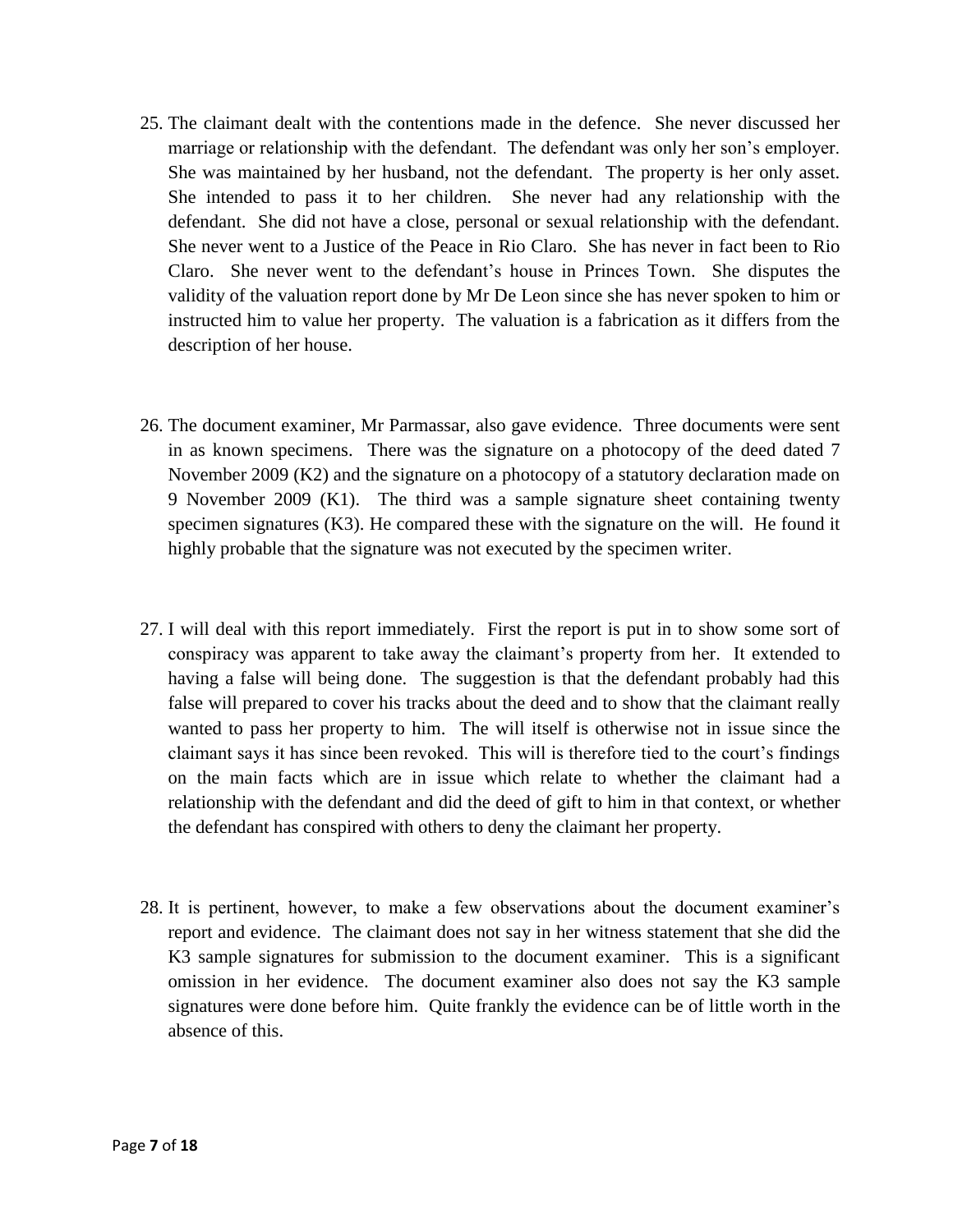25. The claimant dealt with the contentions made in the defence. She never discussed her marriage or relationship with the defendant. The defendant was only her son's employer. She was maintained by her husband, not the defendant. The property is her only asset. She intended to pass it to her children. She never had any relationship with the defendant. She did not have a close, personal or sexual relationship with the defendant. She never went to a Justice of the Peace in Rio Claro. She has never in fact been to Rio Claro. She never went to the defendant's house in Princes Town. She disputes the validity of the valuation report done by Mr De Leon since she has never spoken to him or instructed him to value her property. The valuation is a fabrication as it differs from the description of her house.

26. The document examiner, Mr Parmassar, also gave evidence. Three documents were sent in as known specimens. There was the signature on a photocopy of the deed dated 7 November 2009 (K2) and the signature on a photocopy of a statutory declaration made on 9 November 2009 (K1). The third was a sample signature sheet containing twenty specimen signatures (K3). He compared these with the signature on the will. He found it highly probable that the signature was not executed by the specimen writer.

27. I will deal with this report immediately. First the report is put in to show some sort of conspiracy was apparent to take away the claimant's property from her. It extended to having a false will being done. The suggestion is that the defendant probably had this false will prepared to cover his tracks about the deed and to show that the claimant really wanted to pass her property to him. The will itself is otherwise not in issue since the claimant says it has since been revoked. This will is therefore tied to the court's findings on the main facts which are in issue which relate to whether the claimant had a relationship with the defendant and did the deed of gift to him in that context, or whether the defendant has conspired with others to deny the claimant her property.

28. It is pertinent, however, to make a few observations about the document examiner's report and evidence. The claimant does not say in her witness statement that she did the K3 sample signatures for submission to the document examiner. This is a significant omission in her evidence. The document examiner also does not say the K3 sample signatures were done before him. Quite frankly the evidence can be of little worth in the absence of this.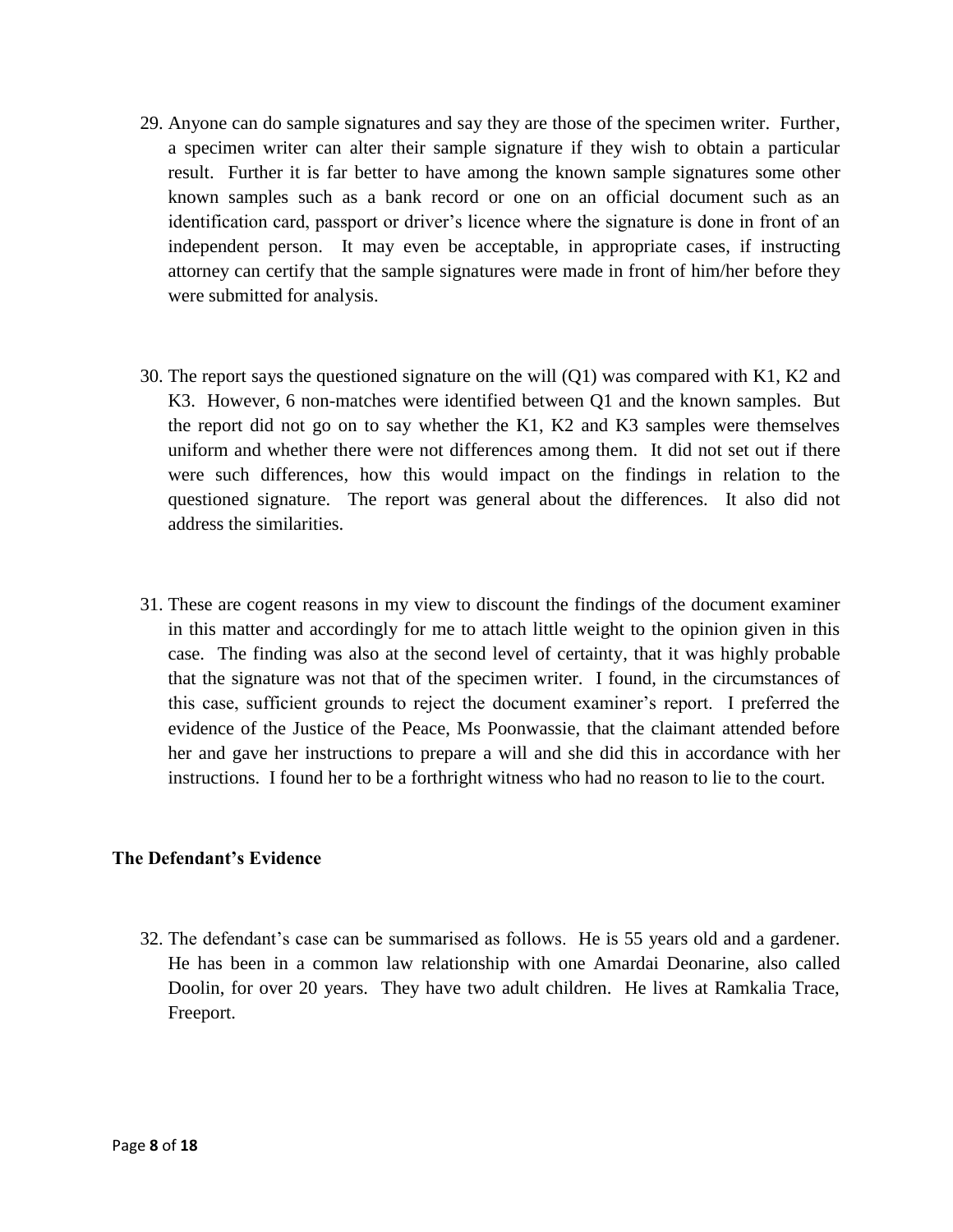29. Anyone can do sample signatures and say they are those of the specimen writer. Further, a specimen writer can alter their sample signature if they wish to obtain a particular result. Further it is far better to have among the known sample signatures some other known samples such as a bank record or one on an official document such as an identification card, passport or driver's licence where the signature is done in front of an independent person. It may even be acceptable, in appropriate cases, if instructing attorney can certify that the sample signatures were made in front of him/her before they were submitted for analysis.

30. The report says the questioned signature on the will (Q1) was compared with K1, K2 and K3. However, 6 non-matches were identified between Q1 and the known samples. But the report did not go on to say whether the K1, K2 and K3 samples were themselves uniform and whether there were not differences among them. It did not set out if there were such differences, how this would impact on the findings in relation to the questioned signature. The report was general about the differences. It also did not address the similarities.

31. These are cogent reasons in my view to discount the findings of the document examiner in this matter and accordingly for me to attach little weight to the opinion given in this case. The finding was also at the second level of certainty, that it was highly probable that the signature was not that of the specimen writer. I found, in the circumstances of this case, sufficient grounds to reject the document examiner's report. I preferred the evidence of the Justice of the Peace, Ms Poonwassie, that the claimant attended before her and gave her instructions to prepare a will and she did this in accordance with her instructions. I found her to be a forthright witness who had no reason to lie to the court.

**The Defendant's Evidence**

32. The defendant's case can be summarised as follows. He is 55 years old and a gardener. He has been in a common law relationship with one Amardai Deonarine, also called Doolin, for over 20 years. They have two adult children. He lives at Ramkalia Trace, Freeport.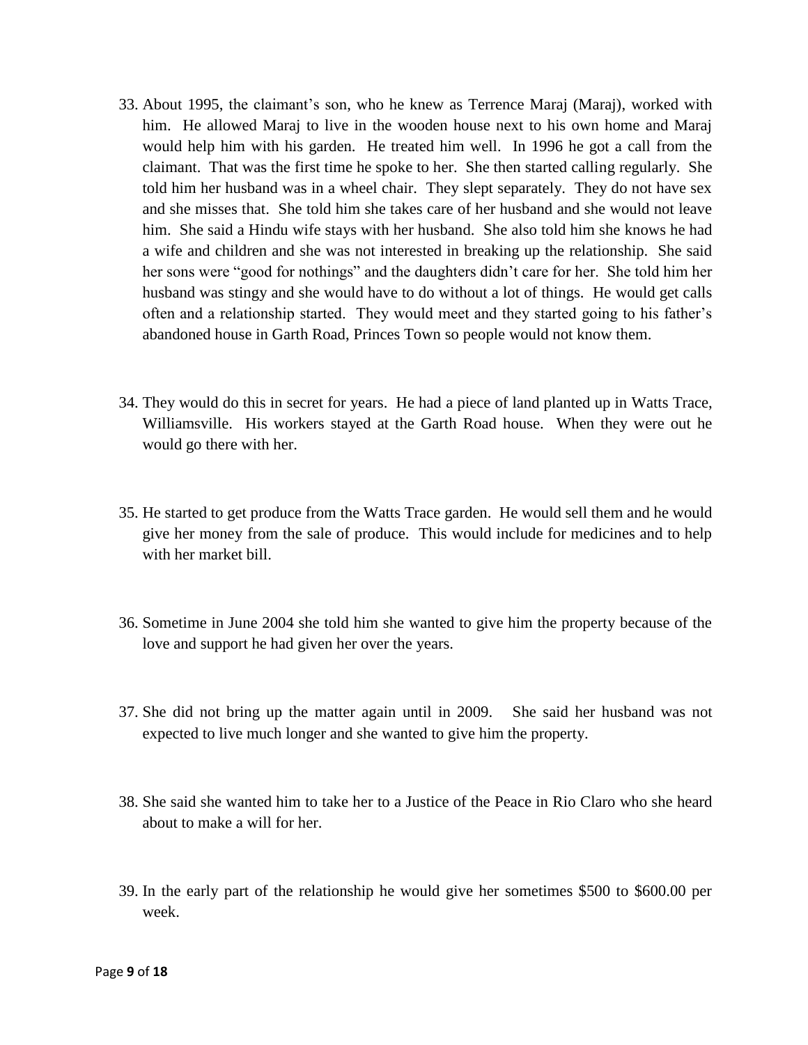33. About 1995, the claimant's son, who he knew as Terrence Maraj (Maraj), worked with him. He allowed Maraj to live in the wooden house next to his own home and Maraj would help him with his garden. He treated him well. In 1996 he got a call from the claimant. That was the first time he spoke to her. She then started calling regularly. She told him her husband was in a wheel chair. They slept separately. They do not have sex and she misses that. She told him she takes care of her husband and she would not leave him. She said a Hindu wife stays with her husband. She also told him she knows he had a wife and children and she was not interested in breaking up the relationship. She said her sons were "good for nothings" and the daughters didn't care for her. She told him her husband was stingy and she would have to do without a lot of things. He would get calls often and a relationship started. They would meet and they started going to his father's abandoned house in Garth Road, Princes Town so people would not know them.

34. They would do this in secret for years. He had a piece of land planted up in Watts Trace, Williamsville. His workers stayed at the Garth Road house. When they were out he would go there with her.

35. He started to get produce from the Watts Trace garden. He would sell them and he would give her money from the sale of produce. This would include for medicines and to help with her market bill.

36. Sometime in June 2004 she told him she wanted to give him the property because of the love and support he had given her over the years.

37. She did not bring up the matter again until in 2009. She said her husband was not expected to live much longer and she wanted to give him the property.

38. She said she wanted him to take her to a Justice of the Peace in Rio Claro who she heard about to make a will for her.

39. In the early part of the relationship he would give her sometimes $500 to $600.00 per week.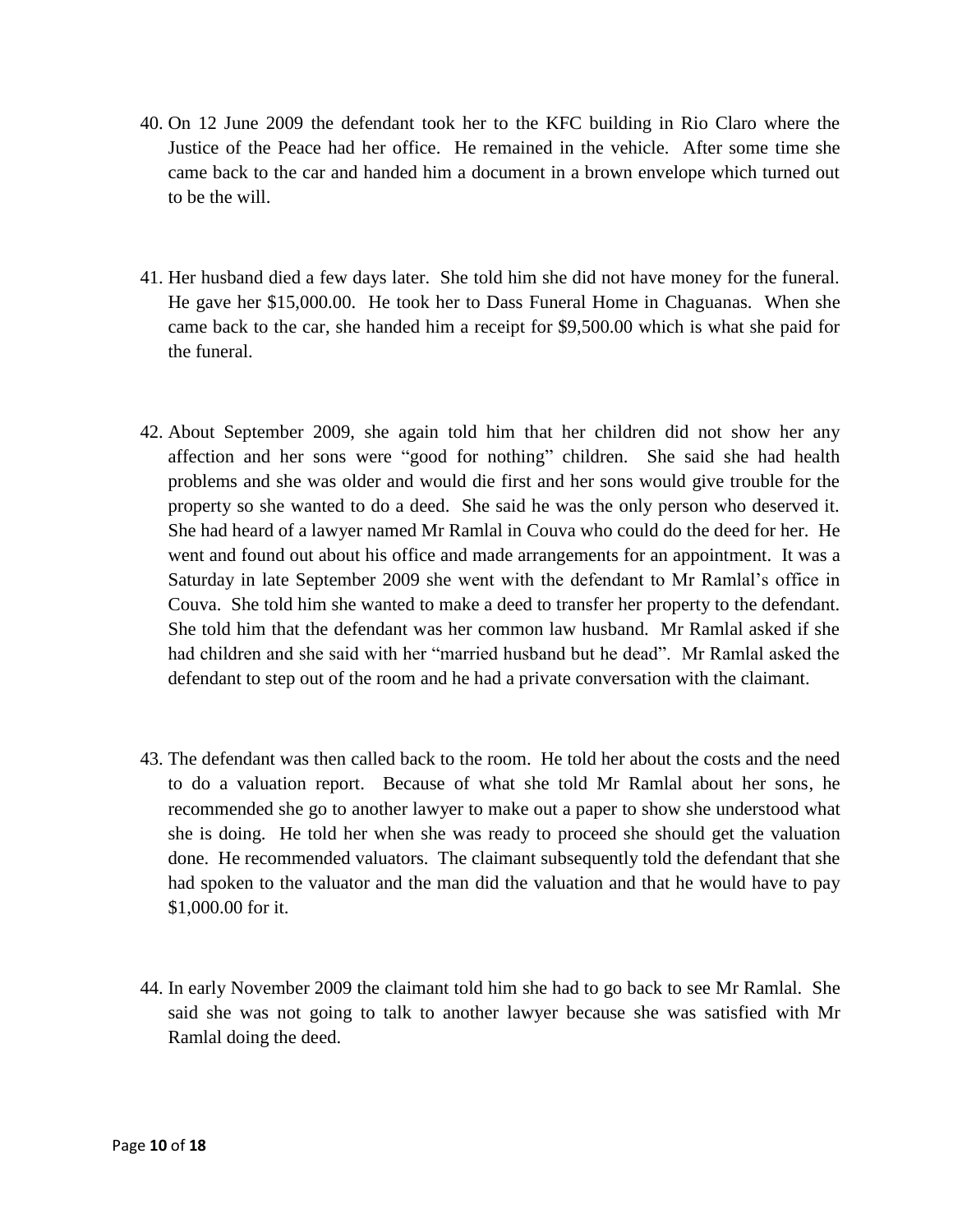40. On 12 June 2009 the defendant took her to the KFC building in Rio Claro where the Justice of the Peace had her office. He remained in the vehicle. After some time she came back to the car and handed him a document in a brown envelope which turned out to be the will.

41. Her husband died a few days later. She told him she did not have money for the funeral. He gave her $15,000.00. He took her to Dass Funeral Home in Chaguanas. When she came back to the car, she handed him a receipt for $9,500.00 which is what she paid for the funeral.

42. About September 2009, she again told him that her children did not show her any affection and her sons were "good for nothing" children. She said she had health problems and she was older and would die first and her sons would give trouble for the property so she wanted to do a deed. She said he was the only person who deserved it. She had heard of a lawyer named Mr Ramlal in Couva who could do the deed for her. He went and found out about his office and made arrangements for an appointment. It was a Saturday in late September 2009 she went with the defendant to Mr Ramlal's office in Couva. She told him she wanted to make a deed to transfer her property to the defendant. She told him that the defendant was her common law husband. Mr Ramlal asked if she had children and she said with her "married husband but he dead". Mr Ramlal asked the defendant to step out of the room and he had a private conversation with the claimant.

43. The defendant was then called back to the room. He told her about the costs and the need to do a valuation report. Because of what she told Mr Ramlal about her sons, he recommended she go to another lawyer to make out a paper to show she understood what she is doing. He told her when she was ready to proceed she should get the valuation done. He recommended valuators. The claimant subsequently told the defendant that she had spoken to the valuator and the man did the valuation and that he would have to pay $1,000.00 for it.

44. In early November 2009 the claimant told him she had to go back to see Mr Ramlal. She said she was not going to talk to another lawyer because she was satisfied with Mr Ramlal doing the deed.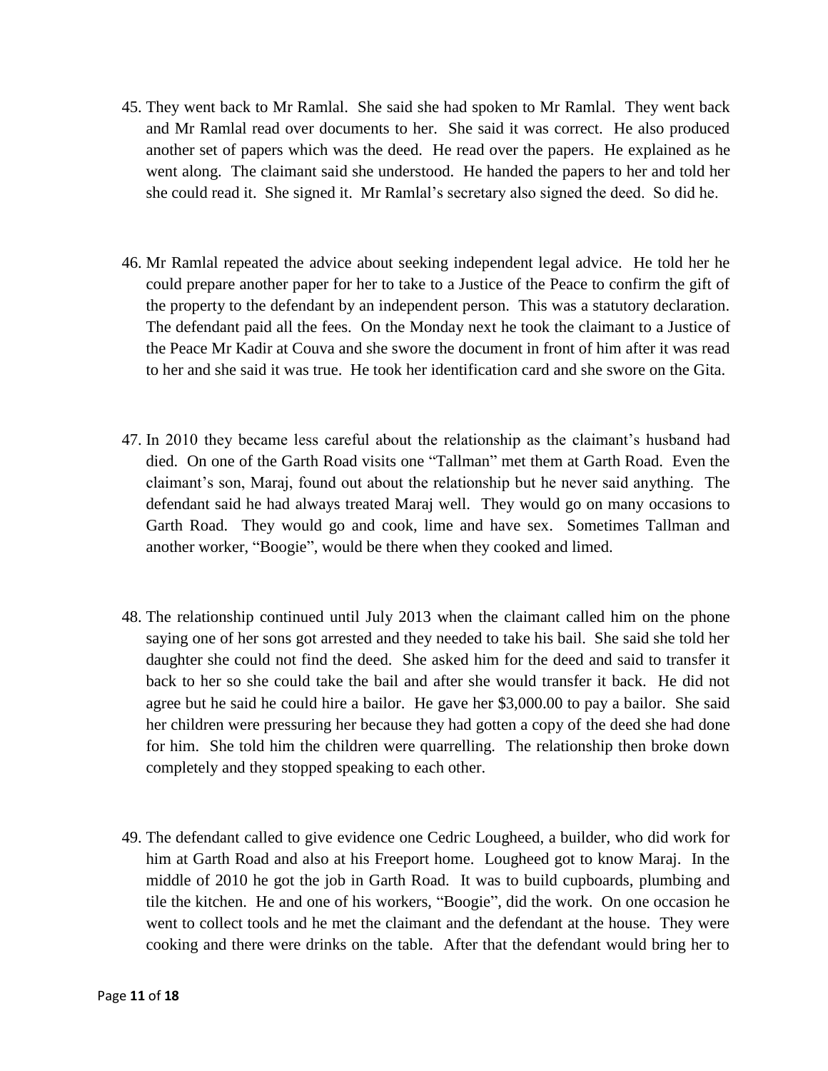45. They went back to Mr Ramlal. She said she had spoken to Mr Ramlal. They went back and Mr Ramlal read over documents to her. She said it was correct. He also produced another set of papers which was the deed. He read over the papers. He explained as he went along. The claimant said she understood. He handed the papers to her and told her she could read it. She signed it. Mr Ramlal's secretary also signed the deed. So did he.

46. Mr Ramlal repeated the advice about seeking independent legal advice. He told her he could prepare another paper for her to take to a Justice of the Peace to confirm the gift of the property to the defendant by an independent person. This was a statutory declaration. The defendant paid all the fees. On the Monday next he took the claimant to a Justice of the Peace Mr Kadir at Couva and she swore the document in front of him after it was read to her and she said it was true. He took her identification card and she swore on the Gita.

47. In 2010 they became less careful about the relationship as the claimant's husband had died. On one of the Garth Road visits one "Tallman" met them at Garth Road. Even the claimant's son, Maraj, found out about the relationship but he never said anything. The defendant said he had always treated Maraj well. They would go on many occasions to Garth Road. They would go and cook, lime and have sex. Sometimes Tallman and another worker, "Boogie", would be there when they cooked and limed.

48. The relationship continued until July 2013 when the claimant called him on the phone saying one of her sons got arrested and they needed to take his bail. She said she told her daughter she could not find the deed. She asked him for the deed and said to transfer it back to her so she could take the bail and after she would transfer it back. He did not agree but he said he could hire a bailor. He gave her $3,000.00 to pay a bailor. She said her children were pressuring her because they had gotten a copy of the deed she had done for him. She told him the children were quarrelling. The relationship then broke down completely and they stopped speaking to each other.

49. The defendant called to give evidence one Cedric Lougheed, a builder, who did work for him at Garth Road and also at his Freeport home. Lougheed got to know Maraj. In the middle of 2010 he got the job in Garth Road. It was to build cupboards, plumbing and tile the kitchen. He and one of his workers, "Boogie", did the work. On one occasion he went to collect tools and he met the claimant and the defendant at the house. They were cooking and there were drinks on the table. After that the defendant would bring her to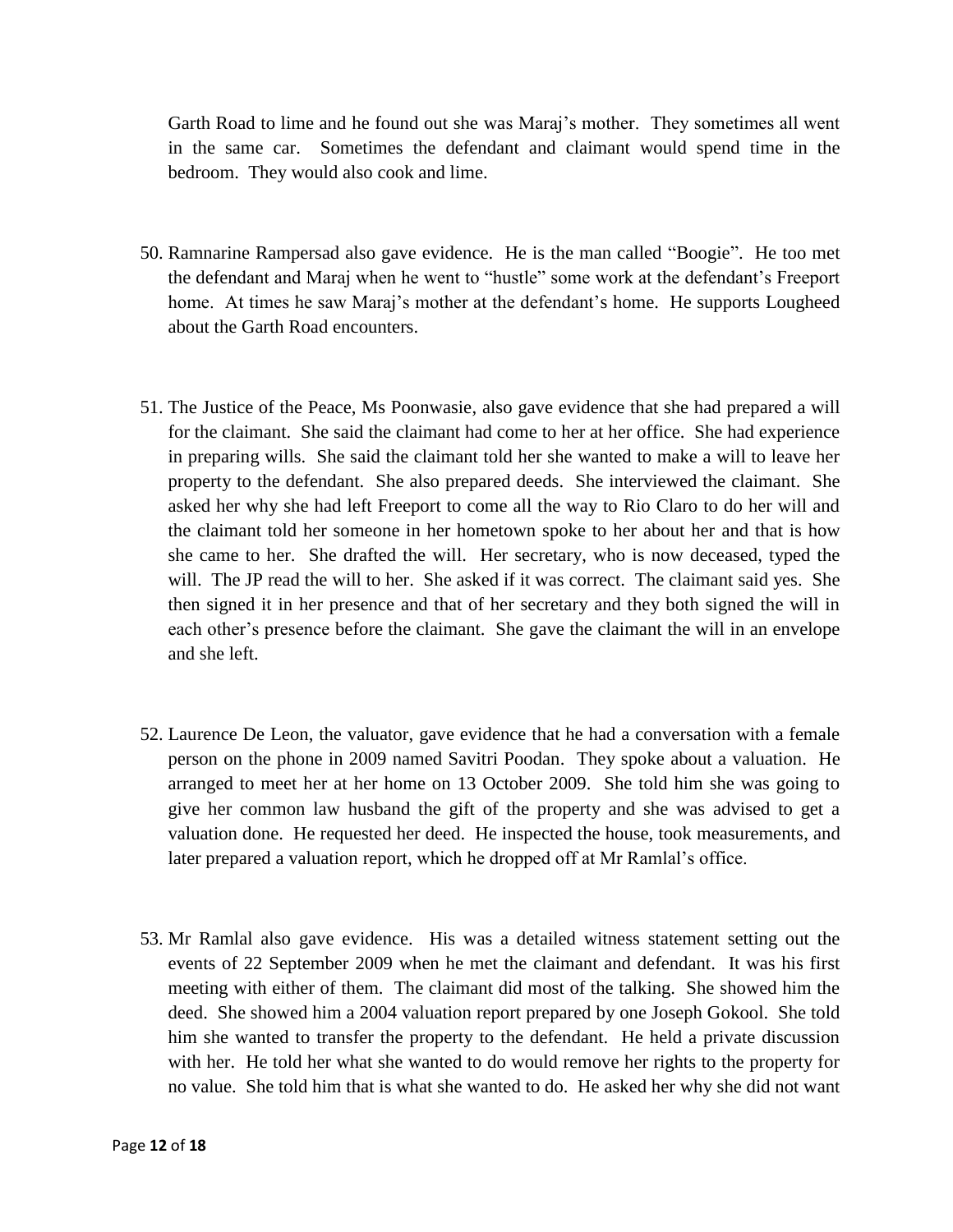Garth Road to lime and he found out she was Maraj's mother. They sometimes all went in the same car. Sometimes the defendant and claimant would spend time in the bedroom. They would also cook and lime.

50. Ramnarine Rampersad also gave evidence. He is the man called "Boogie". He too met the defendant and Maraj when he went to "hustle" some work at the defendant's Freeport home. At times he saw Maraj's mother at the defendant's home. He supports Lougheed about the Garth Road encounters.

51. The Justice of the Peace, Ms Poonwasie, also gave evidence that she had prepared a will for the claimant. She said the claimant had come to her at her office. She had experience in preparing wills. She said the claimant told her she wanted to make a will to leave her property to the defendant. She also prepared deeds. She interviewed the claimant. She asked her why she had left Freeport to come all the way to Rio Claro to do her will and the claimant told her someone in her hometown spoke to her about her and that is how she came to her. She drafted the will. Her secretary, who is now deceased, typed the will. The JP read the will to her. She asked if it was correct. The claimant said yes. She then signed it in her presence and that of her secretary and they both signed the will in each other's presence before the claimant. She gave the claimant the will in an envelope and she left.

52. Laurence De Leon, the valuator, gave evidence that he had a conversation with a female person on the phone in 2009 named Savitri Poodan. They spoke about a valuation. He arranged to meet her at her home on 13 October 2009. She told him she was going to give her common law husband the gift of the property and she was advised to get a valuation done. He requested her deed. He inspected the house, took measurements, and later prepared a valuation report, which he dropped off at Mr Ramlal's office.

53. Mr Ramlal also gave evidence. His was a detailed witness statement setting out the events of 22 September 2009 when he met the claimant and defendant. It was his first meeting with either of them. The claimant did most of the talking. She showed him the deed. She showed him a 2004 valuation report prepared by one Joseph Gokool. She told him she wanted to transfer the property to the defendant. He held a private discussion with her. He told her what she wanted to do would remove her rights to the property for no value. She told him that is what she wanted to do. He asked her why she did not want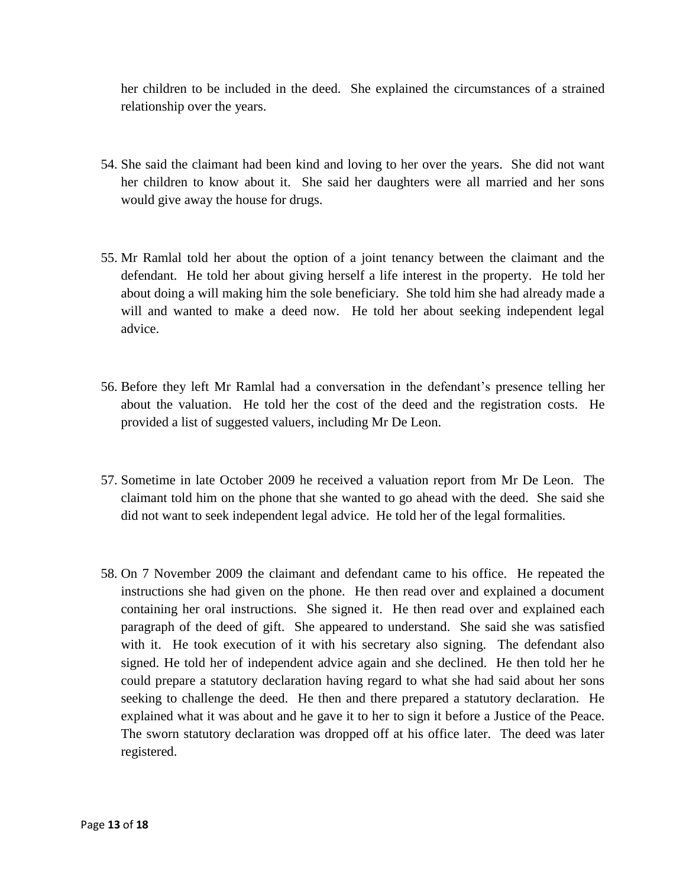her children to be included in the deed. She explained the circumstances of a strained relationship over the years.

54. She said the claimant had been kind and loving to her over the years. She did not want her children to know about it. She said her daughters were all married and her sons would give away the house for drugs.

55. Mr Ramlal told her about the option of a joint tenancy between the claimant and the defendant. He told her about giving herself a life interest in the property. He told her about doing a will making him the sole beneficiary. She told him she had already made a will and wanted to make a deed now. He told her about seeking independent legal advice.

56. Before they left Mr Ramlal had a conversation in the defendant's presence telling her about the valuation. He told her the cost of the deed and the registration costs. He provided a list of suggested valuers, including Mr De Leon.

57. Sometime in late October 2009 he received a valuation report from Mr De Leon. The claimant told him on the phone that she wanted to go ahead with the deed. She said she did not want to seek independent legal advice. He told her of the legal formalities.

58. On 7 November 2009 the claimant and defendant came to his office. He repeated the instructions she had given on the phone. He then read over and explained a document containing her oral instructions. She signed it. He then read over and explained each paragraph of the deed of gift. She appeared to understand. She said she was satisfied with it. He took execution of it with his secretary also signing. The defendant also signed. He told her of independent advice again and she declined. He then told her he could prepare a statutory declaration having regard to what she had said about her sons seeking to challenge the deed. He then and there prepared a statutory declaration. He explained what it was about and he gave it to her to sign it before a Justice of the Peace. The sworn statutory declaration was dropped off at his office later. The deed was later registered.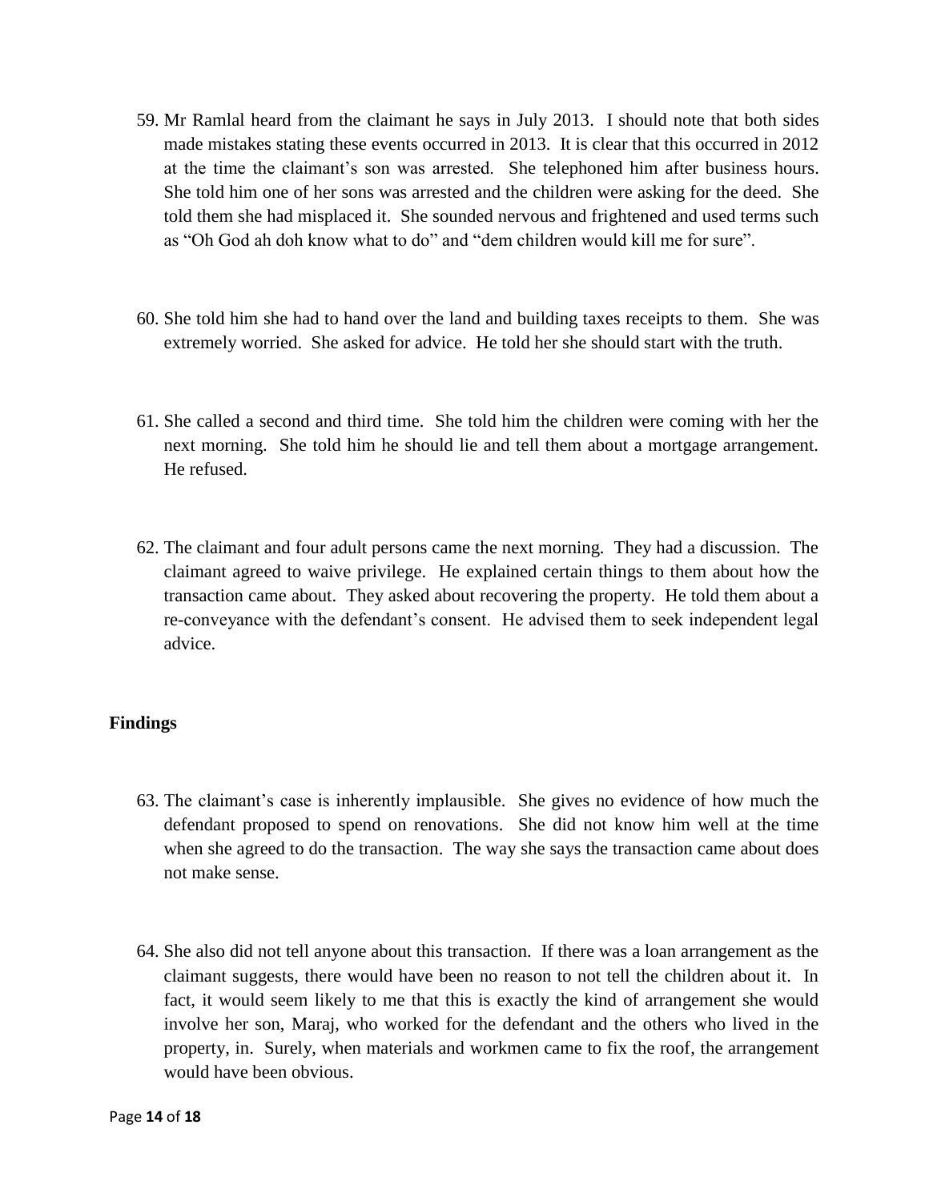59. Mr Ramlal heard from the claimant he says in July 2013. I should note that both sides made mistakes stating these events occurred in 2013. It is clear that this occurred in 2012 at the time the claimant's son was arrested. She telephoned him after business hours. She told him one of her sons was arrested and the children were asking for the deed. She told them she had misplaced it. She sounded nervous and frightened and used terms such as "Oh God ah doh know what to do" and "dem children would kill me for sure".

60. She told him she had to hand over the land and building taxes receipts to them. She was extremely worried. She asked for advice. He told her she should start with the truth.

61. She called a second and third time. She told him the children were coming with her the next morning. She told him he should lie and tell them about a mortgage arrangement. He refused.

62. The claimant and four adult persons came the next morning. They had a discussion. The claimant agreed to waive privilege. He explained certain things to them about how the transaction came about. They asked about recovering the property. He told them about a re-conveyance with the defendant's consent. He advised them to seek independent legal advice.

## Findings

63. The claimant's case is inherently implausible. She gives no evidence of how much the defendant proposed to spend on renovations. She did not know him well at the time when she agreed to do the transaction. The way she says the transaction came about does not make sense.

64. She also did not tell anyone about this transaction. If there was a loan arrangement as the claimant suggests, there would have been no reason to not tell the children about it. In fact, it would seem likely to me that this is exactly the kind of arrangement she would involve her son, Maraj, who worked for the defendant and the others who lived in the property, in. Surely, when materials and workmen came to fix the roof, the arrangement would have been obvious.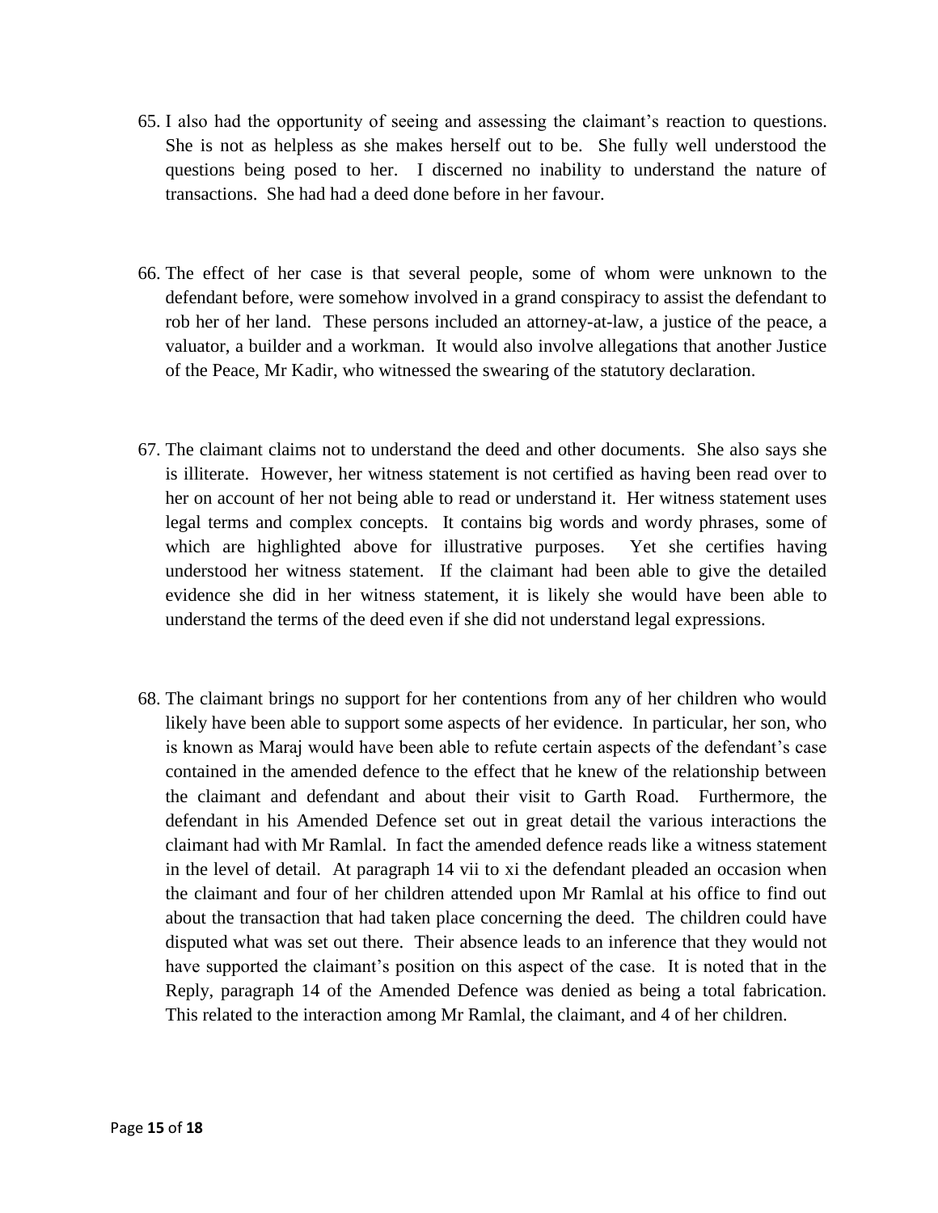65. I also had the opportunity of seeing and assessing the claimant's reaction to questions. She is not as helpless as she makes herself out to be. She fully well understood the questions being posed to her. I discerned no inability to understand the nature of transactions. She had had a deed done before in her favour.

66. The effect of her case is that several people, some of whom were unknown to the defendant before, were somehow involved in a grand conspiracy to assist the defendant to rob her of her land. These persons included an attorney-at-law, a justice of the peace, a valuator, a builder and a workman. It would also involve allegations that another Justice of the Peace, Mr Kadir, who witnessed the swearing of the statutory declaration.

67. The claimant claims not to understand the deed and other documents. She also says she is illiterate. However, her witness statement is not certified as having been read over to her on account of her not being able to read or understand it. Her witness statement uses legal terms and complex concepts. It contains big words and wordy phrases, some of which are highlighted above for illustrative purposes. Yet she certifies having understood her witness statement. If the claimant had been able to give the detailed evidence she did in her witness statement, it is likely she would have been able to understand the terms of the deed even if she did not understand legal expressions.

68. The claimant brings no support for her contentions from any of her children who would likely have been able to support some aspects of her evidence. In particular, her son, who is known as Maraj would have been able to refute certain aspects of the defendant's case contained in the amended defence to the effect that he knew of the relationship between the claimant and defendant and about their visit to Garth Road. Furthermore, the defendant in his Amended Defence set out in great detail the various interactions the claimant had with Mr Ramlal. In fact the amended defence reads like a witness statement in the level of detail. At paragraph 14 vii to xi the defendant pleaded an occasion when the claimant and four of her children attended upon Mr Ramlal at his office to find out about the transaction that had taken place concerning the deed. The children could have disputed what was set out there. Their absence leads to an inference that they would not have supported the claimant's position on this aspect of the case. It is noted that in the Reply, paragraph 14 of the Amended Defence was denied as being a total fabrication. This related to the interaction among Mr Ramlal, the claimant, and 4 of her children.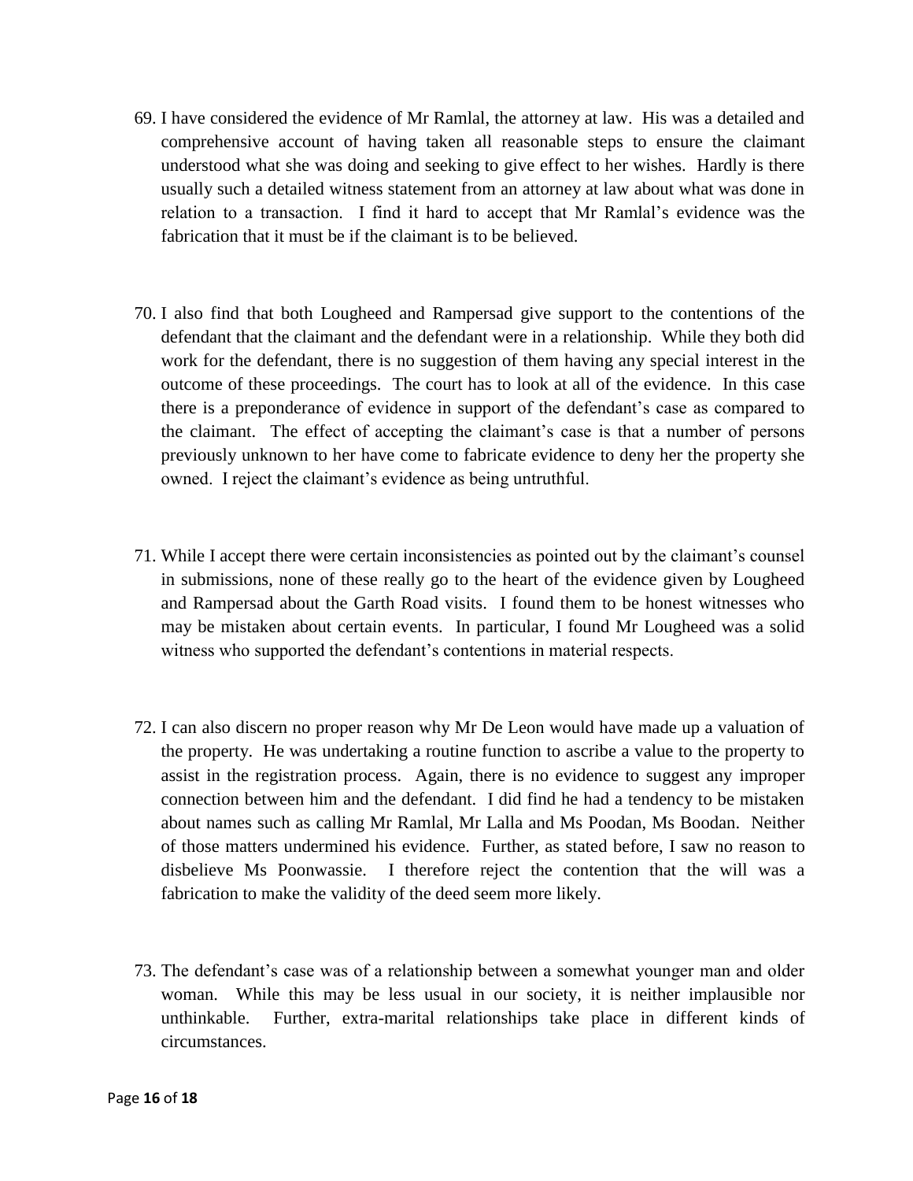69. I have considered the evidence of Mr Ramlal, the attorney at law. His was a detailed and comprehensive account of having taken all reasonable steps to ensure the claimant understood what she was doing and seeking to give effect to her wishes. Hardly is there usually such a detailed witness statement from an attorney at law about what was done in relation to a transaction. I find it hard to accept that Mr Ramlal's evidence was the fabrication that it must be if the claimant is to be believed.

70. I also find that both Lougheed and Rampersad give support to the contentions of the defendant that the claimant and the defendant were in a relationship. While they both did work for the defendant, there is no suggestion of them having any special interest in the outcome of these proceedings. The court has to look at all of the evidence. In this case there is a preponderance of evidence in support of the defendant's case as compared to the claimant. The effect of accepting the claimant's case is that a number of persons previously unknown to her have come to fabricate evidence to deny her the property she owned. I reject the claimant's evidence as being untruthful.

71. While I accept there were certain inconsistencies as pointed out by the claimant's counsel in submissions, none of these really go to the heart of the evidence given by Lougheed and Rampersad about the Garth Road visits. I found them to be honest witnesses who may be mistaken about certain events. In particular, I found Mr Lougheed was a solid witness who supported the defendant's contentions in material respects.

72. I can also discern no proper reason why Mr De Leon would have made up a valuation of the property. He was undertaking a routine function to ascribe a value to the property to assist in the registration process. Again, there is no evidence to suggest any improper connection between him and the defendant. I did find he had a tendency to be mistaken about names such as calling Mr Ramlal, Mr Lalla and Ms Poodan, Ms Boodan. Neither of those matters undermined his evidence. Further, as stated before, I saw no reason to disbelieve Ms Poonwassie. I therefore reject the contention that the will was a fabrication to make the validity of the deed seem more likely.

73. The defendant's case was of a relationship between a somewhat younger man and older woman. While this may be less usual in our society, it is neither implausible nor unthinkable. Further, extra-marital relationships take place in different kinds of circumstances.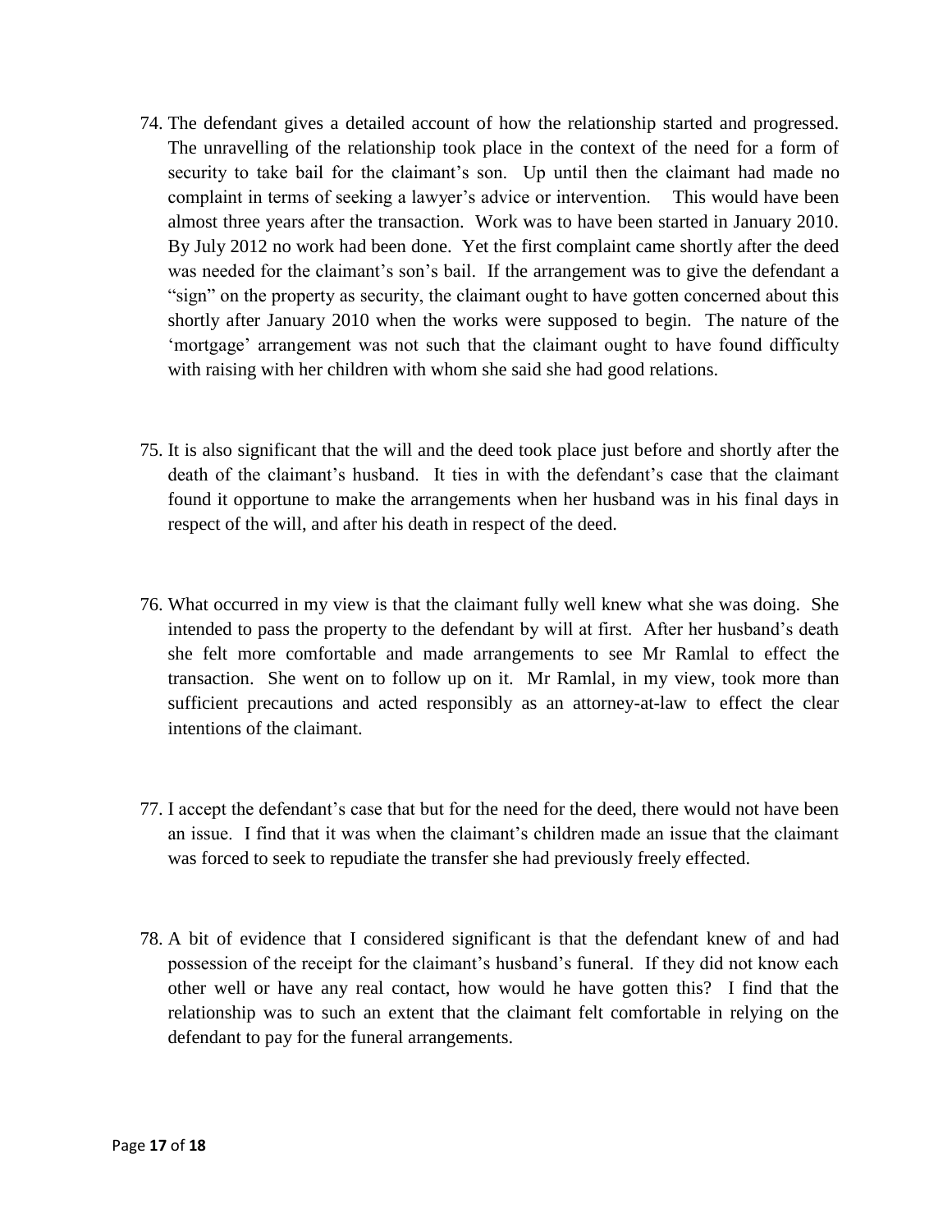74. The defendant gives a detailed account of how the relationship started and progressed. The unravelling of the relationship took place in the context of the need for a form of security to take bail for the claimant's son. Up until then the claimant had made no complaint in terms of seeking a lawyer's advice or intervention. This would have been almost three years after the transaction. Work was to have been started in January 2010. By July 2012 no work had been done. Yet the first complaint came shortly after the deed was needed for the claimant's son's bail. If the arrangement was to give the defendant a "sign" on the property as security, the claimant ought to have gotten concerned about this shortly after January 2010 when the works were supposed to begin. The nature of the 'mortgage' arrangement was not such that the claimant ought to have found difficulty with raising with her children with whom she said she had good relations.

75. It is also significant that the will and the deed took place just before and shortly after the death of the claimant's husband. It ties in with the defendant's case that the claimant found it opportune to make the arrangements when her husband was in his final days in respect of the will, and after his death in respect of the deed.

76. What occurred in my view is that the claimant fully well knew what she was doing. She intended to pass the property to the defendant by will at first. After her husband's death she felt more comfortable and made arrangements to see Mr Ramlal to effect the transaction. She went on to follow up on it. Mr Ramlal, in my view, took more than sufficient precautions and acted responsibly as an attorney-at-law to effect the clear intentions of the claimant.

77. I accept the defendant's case that but for the need for the deed, there would not have been an issue. I find that it was when the claimant's children made an issue that the claimant was forced to seek to repudiate the transfer she had previously freely effected.

78. A bit of evidence that I considered significant is that the defendant knew of and had possession of the receipt for the claimant's husband's funeral. If they did not know each other well or have any real contact, how would he have gotten this? I find that the relationship was to such an extent that the claimant felt comfortable in relying on the defendant to pay for the funeral arrangements.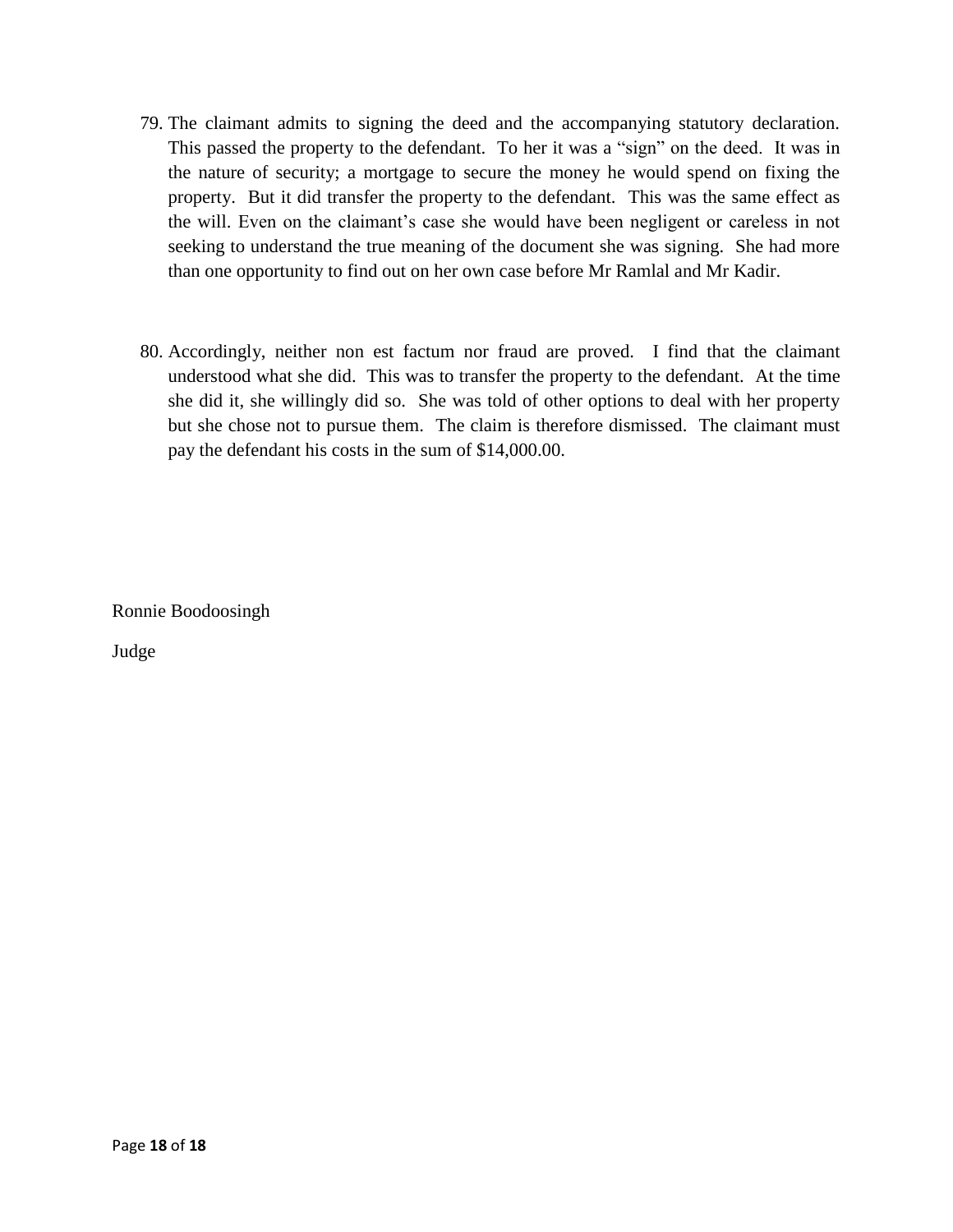79. The claimant admits to signing the deed and the accompanying statutory declaration. This passed the property to the defendant. To her it was a "sign" on the deed. It was in the nature of security; a mortgage to secure the money he would spend on fixing the property. But it did transfer the property to the defendant. This was the same effect as the will. Even on the claimant's case she would have been negligent or careless in not seeking to understand the true meaning of the document she was signing. She had more than one opportunity to find out on her own case before Mr Ramlal and Mr Kadir.

80. Accordingly, neither non est factum nor fraud are proved. I find that the claimant understood what she did. This was to transfer the property to the defendant. At the time she did it, she willingly did so. She was told of other options to deal with her property but she chose not to pursue them. The claim is therefore dismissed. The claimant must pay the defendant his costs in the sum of $14,000.00.

Ronnie Boodoosingh

Judge